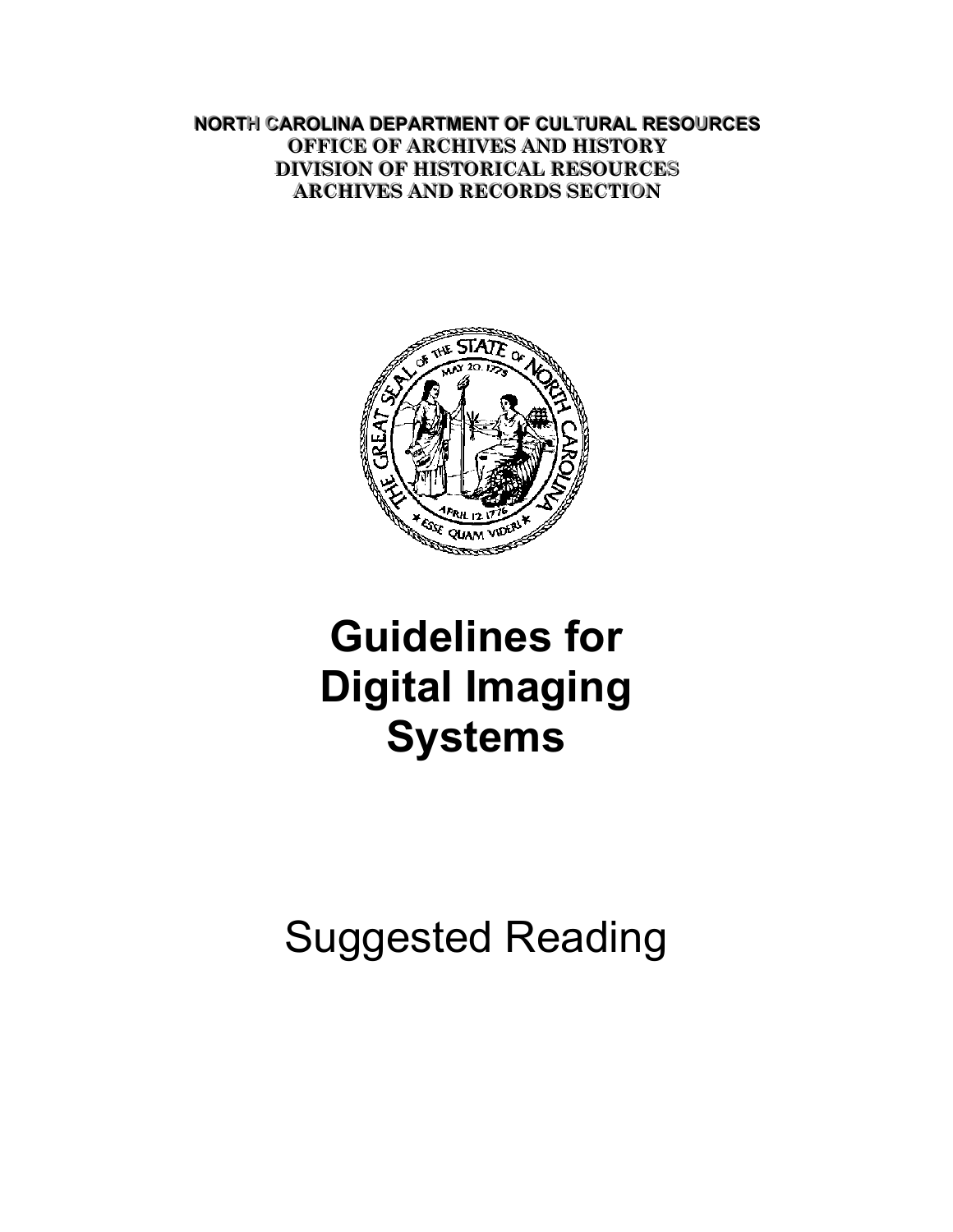**NORTH CAROLINA DEPARTMENT OF CULTURAL RESOURCES**
**OFFICE OF ARCHIVES AND HISTORY**
**DIVISION OF HISTORICAL RESOURCES**
**ARCHIVES AND RECORDS SECTION**

# Guidelines for Digital Imaging Systems

## Suggested Reading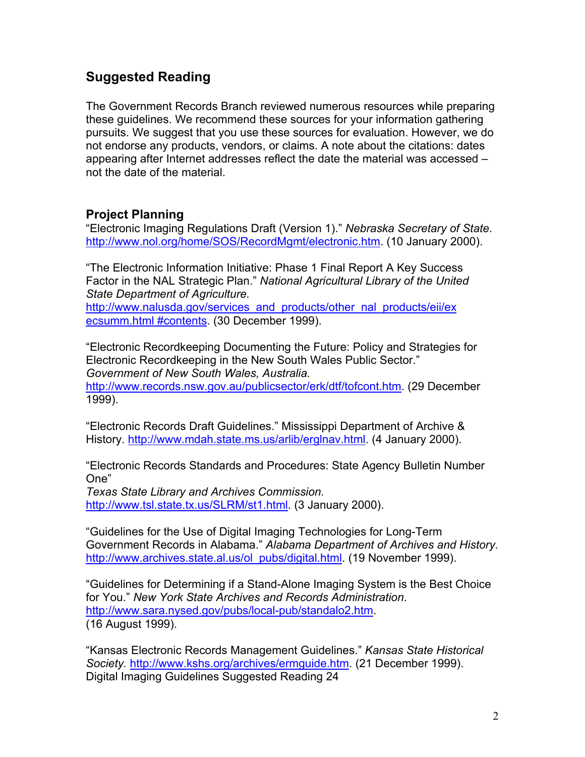## Suggested Reading

The Government Records Branch reviewed numerous resources while preparing these guidelines. We recommend these sources for your information gathering pursuits. We suggest that you use these sources for evaluation. However, we do not endorse any products, vendors, or claims. A note about the citations: dates appearing after Internet addresses reflect the date the material was accessed – not the date of the material.

### Project Planning

"Electronic Imaging Regulations Draft (Version 1)." *Nebraska Secretary of State*. http://www.nol.org/home/SOS/RecordMgmt/electronic.htm. (10 January 2000).

"The Electronic Information Initiative: Phase 1 Final Report A Key Success Factor in the NAL Strategic Plan." *National Agricultural Library of the United State Department of Agriculture.* http://www.nalusda.gov/services_and_products/other_nal_products/eii/execsumm.html #contents. (30 December 1999).

"Electronic Recordkeeping Documenting the Future: Policy and Strategies for Electronic Recordkeeping in the New South Wales Public Sector." *Government of New South Wales, Australia.* http://www.records.nsw.gov.au/publicsector/erk/dtf/tofcont.htm. (29 December 1999).

"Electronic Records Draft Guidelines." Mississippi Department of Archive & History. http://www.mdah.state.ms.us/arlib/erglnav.html. (4 January 2000).

"Electronic Records Standards and Procedures: State Agency Bulletin Number One" *Texas State Library and Archives Commission.* http://www.tsl.state.tx.us/SLRM/st1.html. (3 January 2000).

"Guidelines for the Use of Digital Imaging Technologies for Long-Term Government Records in Alabama." *Alabama Department of Archives and History*. http://www.archives.state.al.us/ol_pubs/digital.html. (19 November 1999).

"Guidelines for Determining if a Stand-Alone Imaging System is the Best Choice for You." *New York State Archives and Records Administration*. http://www.sara.nysed.gov/pubs/local-pub/standalo2.htm. (16 August 1999).

"Kansas Electronic Records Management Guidelines." *Kansas State Historical Society.* http://www.kshs.org/archives/ermguide.htm. (21 December 1999).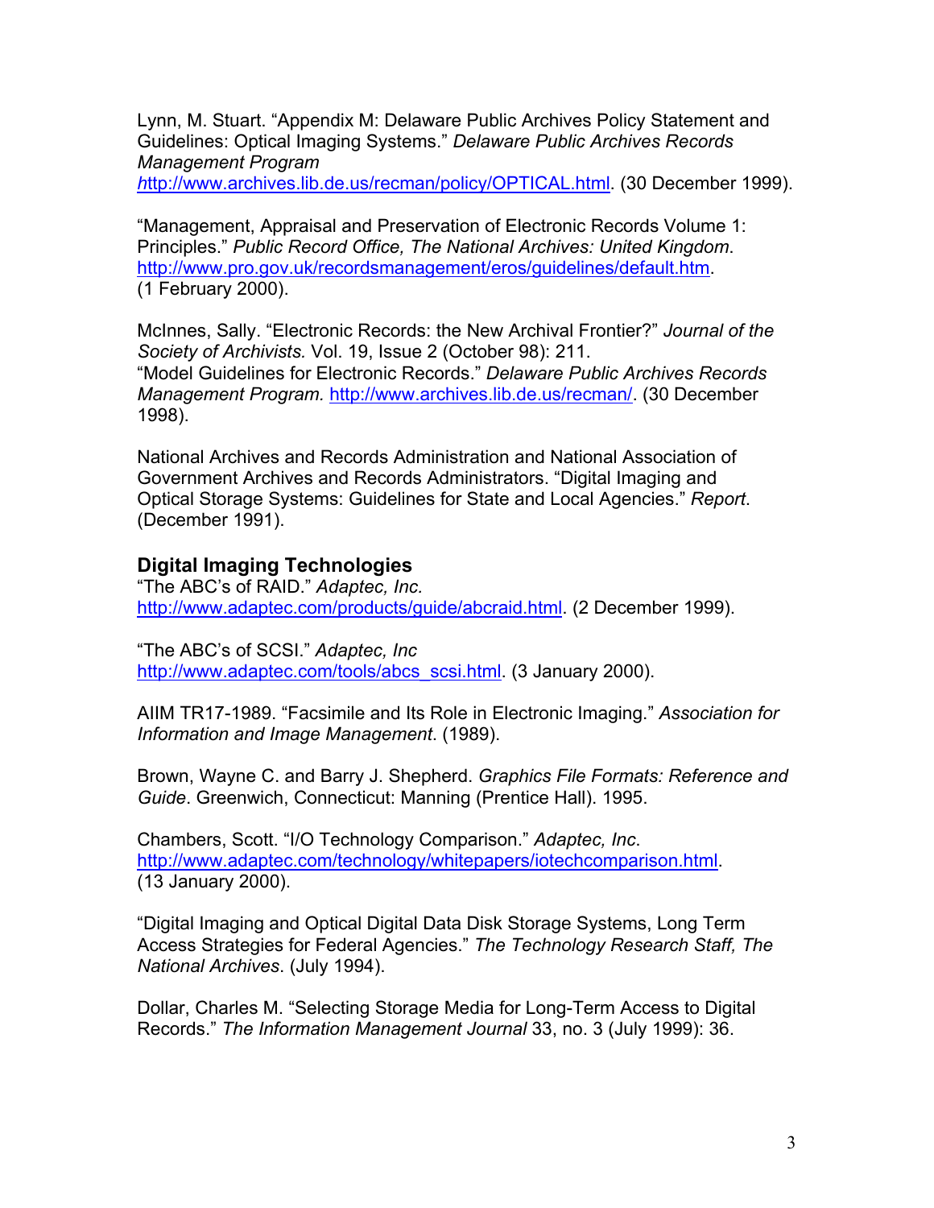Lynn, M. Stuart. "Appendix M: Delaware Public Archives Policy Statement and Guidelines: Optical Imaging Systems." *Delaware Public Archives Records Management Program* *h*ttp://www.archives.lib.de.us/recman/policy/OPTICAL.html. (30 December 1999).

"Management, Appraisal and Preservation of Electronic Records Volume 1: Principles." *Public Record Office, The National Archives: United Kingdom*. http://www.pro.gov.uk/recordsmanagement/eros/guidelines/default.htm. (1 February 2000).

McInnes, Sally. "Electronic Records: the New Archival Frontier?" *Journal of the Society of Archivists.* Vol. 19, Issue 2 (October 98): 211.
"Model Guidelines for Electronic Records." *Delaware Public Archives Records Management Program.* http://www.archives.lib.de.us/recman/. (30 December 1998).

National Archives and Records Administration and National Association of Government Archives and Records Administrators. "Digital Imaging and Optical Storage Systems: Guidelines for State and Local Agencies." *Report*. (December 1991).

## Digital Imaging Technologies

"The ABC's of RAID." *Adaptec, Inc.* http://www.adaptec.com/products/guide/abcraid.html. (2 December 1999).

"The ABC's of SCSI." *Adaptec, Inc* http://www.adaptec.com/tools/abcs_scsi.html. (3 January 2000).

AIIM TR17-1989. "Facsimile and Its Role in Electronic Imaging." *Association for Information and Image Management*. (1989).

Brown, Wayne C. and Barry J. Shepherd. *Graphics File Formats: Reference and Guide*. Greenwich, Connecticut: Manning (Prentice Hall). 1995.

Chambers, Scott. "I/O Technology Comparison." *Adaptec, Inc*. http://www.adaptec.com/technology/whitepapers/iotechcomparison.html. (13 January 2000).

"Digital Imaging and Optical Digital Data Disk Storage Systems, Long Term Access Strategies for Federal Agencies." *The Technology Research Staff, The National Archives*. (July 1994).

Dollar, Charles M. "Selecting Storage Media for Long-Term Access to Digital Records." *The Information Management Journal* 33, no. 3 (July 1999): 36.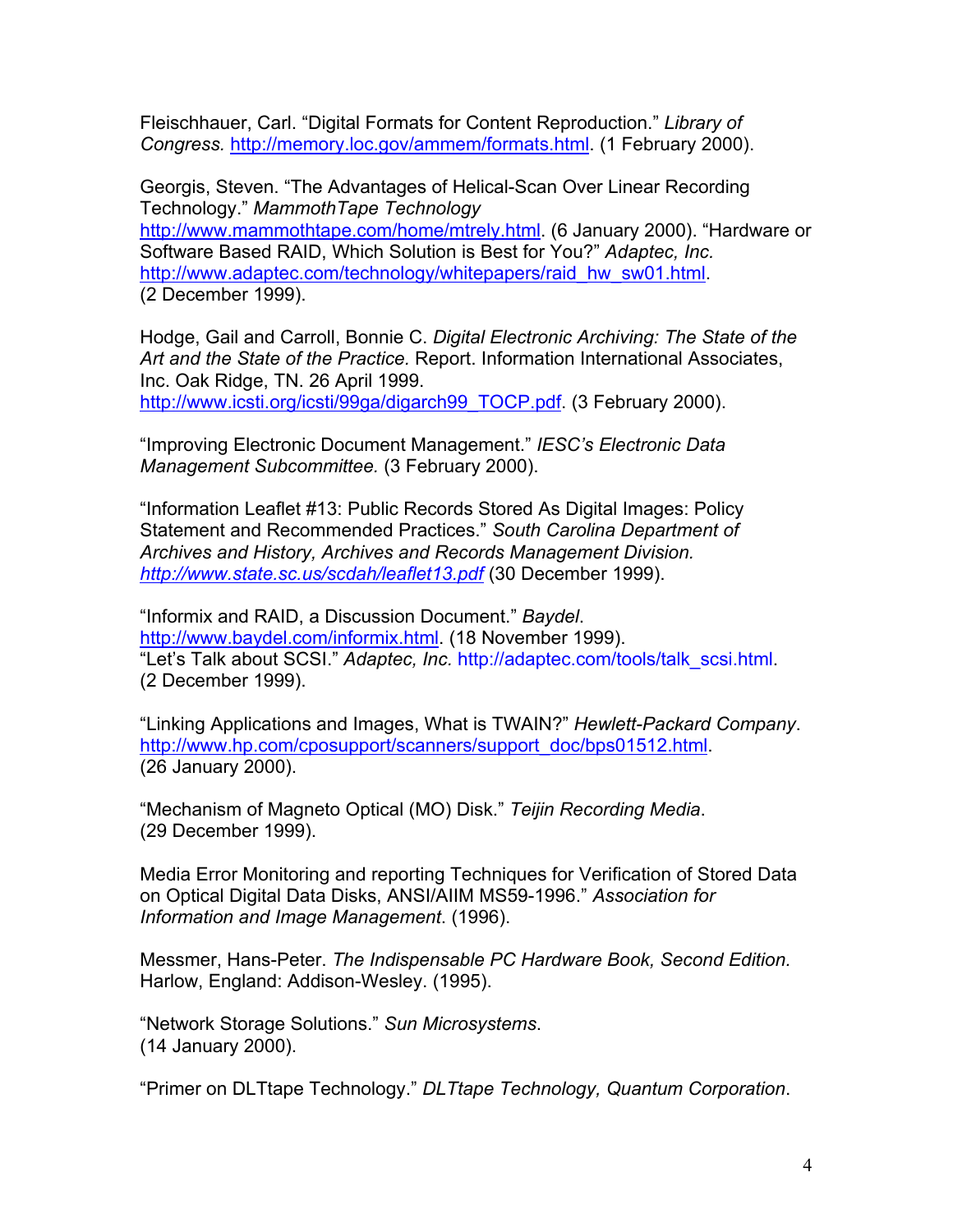Fleischhauer, Carl. "Digital Formats for Content Reproduction." *Library of Congress.* http://memory.loc.gov/ammem/formats.html. (1 February 2000).

Georgis, Steven. "The Advantages of Helical-Scan Over Linear Recording Technology." *MammothTape Technology* http://www.mammothtape.com/home/mtrely.html. (6 January 2000). "Hardware or Software Based RAID, Which Solution is Best for You?" *Adaptec, Inc.* http://www.adaptec.com/technology/whitepapers/raid_hw_sw01.html. (2 December 1999).

Hodge, Gail and Carroll, Bonnie C. *Digital Electronic Archiving: The State of the Art and the State of the Practice.* Report. Information International Associates, Inc. Oak Ridge, TN. 26 April 1999. http://www.icsti.org/icsti/99ga/digarch99_TOCP.pdf. (3 February 2000).

"Improving Electronic Document Management." *IESC's Electronic Data Management Subcommittee.* (3 February 2000).

"Information Leaflet #13: Public Records Stored As Digital Images: Policy Statement and Recommended Practices." *South Carolina Department of Archives and History, Archives and Records Management Division. http://www.state.sc.us/scdah/leaflet13.pdf* (30 December 1999).

"Informix and RAID, a Discussion Document." *Baydel.* http://www.baydel.com/informix.html. (18 November 1999). "Let's Talk about SCSI." *Adaptec, Inc.* http://adaptec.com/tools/talk_scsi.html. (2 December 1999).

"Linking Applications and Images, What is TWAIN?" *Hewlett-Packard Company*. http://www.hp.com/cposupport/scanners/support_doc/bps01512.html. (26 January 2000).

"Mechanism of Magneto Optical (MO) Disk." *Teijin Recording Media*. (29 December 1999).

Media Error Monitoring and reporting Techniques for Verification of Stored Data on Optical Digital Data Disks, ANSI/AIIM MS59-1996." *Association for Information and Image Management*. (1996).

Messmer, Hans-Peter. *The Indispensable PC Hardware Book, Second Edition.* Harlow, England: Addison-Wesley. (1995).

"Network Storage Solutions." *Sun Microsystems*. (14 January 2000).

"Primer on DLTtape Technology." *DLTtape Technology, Quantum Corporation*.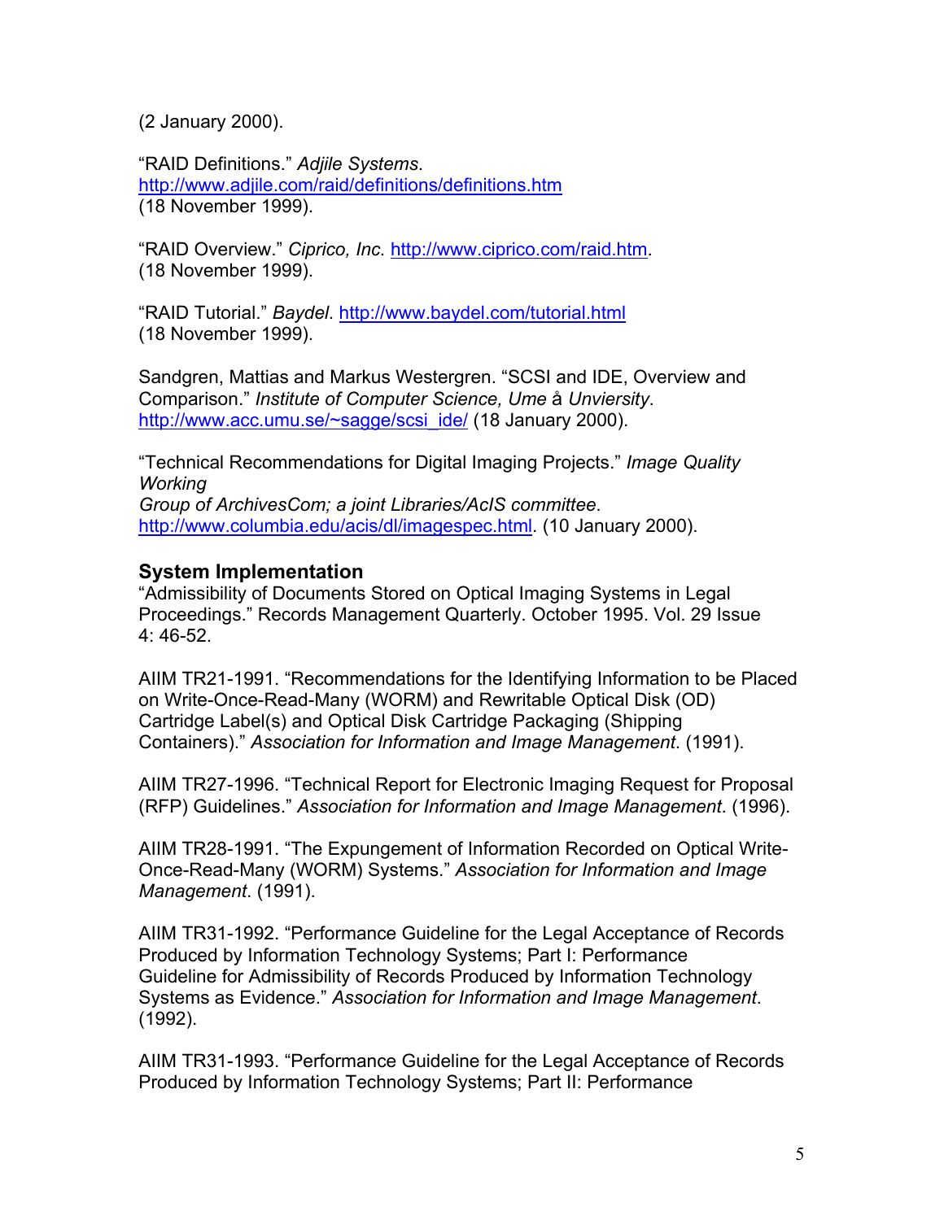(2 January 2000).

"RAID Definitions." *Adjile Systems*. http://www.adjile.com/raid/definitions/definitions.htm (18 November 1999).

"RAID Overview." *Ciprico, Inc.* http://www.ciprico.com/raid.htm. (18 November 1999).

"RAID Tutorial." *Baydel*. http://www.baydel.com/tutorial.html (18 November 1999).

Sandgren, Mattias and Markus Westergren. "SCSI and IDE, Overview and Comparison." *Institute of Computer Science, Ume å Unviersity*. http://www.acc.umu.se/~sagge/scsi_ide/ (18 January 2000).

"Technical Recommendations for Digital Imaging Projects." *Image Quality Working Group of ArchivesCom; a joint Libraries/AcIS committee*. http://www.columbia.edu/acis/dl/imagespec.html. (10 January 2000).

## System Implementation

"Admissibility of Documents Stored on Optical Imaging Systems in Legal Proceedings." Records Management Quarterly. October 1995. Vol. 29 Issue 4: 46-52.

AIIM TR21-1991. "Recommendations for the Identifying Information to be Placed on Write-Once-Read-Many (WORM) and Rewritable Optical Disk (OD) Cartridge Label(s) and Optical Disk Cartridge Packaging (Shipping Containers)." *Association for Information and Image Management*. (1991).

AIIM TR27-1996. "Technical Report for Electronic Imaging Request for Proposal (RFP) Guidelines." *Association for Information and Image Management*. (1996).

AIIM TR28-1991. "The Expungement of Information Recorded on Optical Write-Once-Read-Many (WORM) Systems." *Association for Information and Image Management*. (1991).

AIIM TR31-1992. "Performance Guideline for the Legal Acceptance of Records Produced by Information Technology Systems; Part I: Performance Guideline for Admissibility of Records Produced by Information Technology Systems as Evidence." *Association for Information and Image Management*. (1992).

AIIM TR31-1993. "Performance Guideline for the Legal Acceptance of Records Produced by Information Technology Systems; Part II: Performance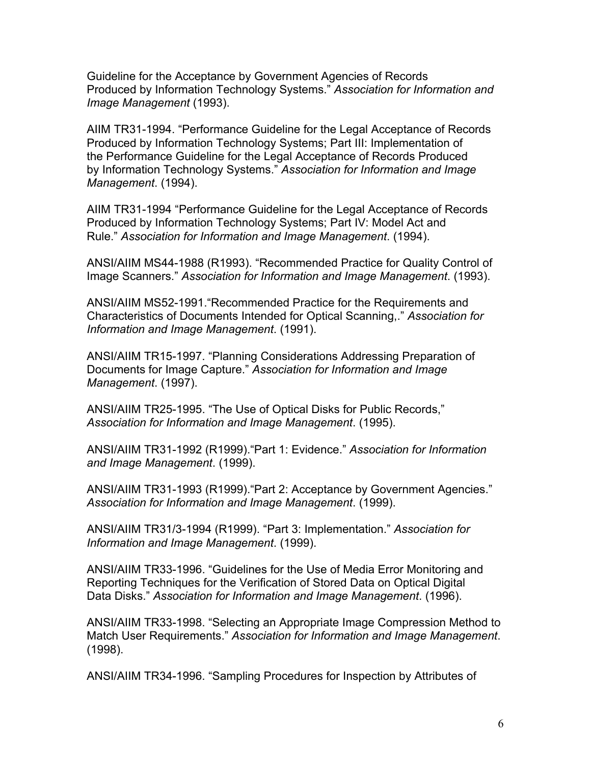Guideline for the Acceptance by Government Agencies of Records Produced by Information Technology Systems." *Association for Information and Image Management* (1993).

AIIM TR31-1994. "Performance Guideline for the Legal Acceptance of Records Produced by Information Technology Systems; Part III: Implementation of the Performance Guideline for the Legal Acceptance of Records Produced by Information Technology Systems." *Association for Information and Image Management*. (1994).

AIIM TR31-1994 "Performance Guideline for the Legal Acceptance of Records Produced by Information Technology Systems; Part IV: Model Act and Rule." *Association for Information and Image Management*. (1994).

ANSI/AIIM MS44-1988 (R1993). "Recommended Practice for Quality Control of Image Scanners." *Association for Information and Image Management*. (1993).

ANSI/AIIM MS52-1991."Recommended Practice for the Requirements and Characteristics of Documents Intended for Optical Scanning,." *Association for Information and Image Management*. (1991).

ANSI/AIIM TR15-1997. "Planning Considerations Addressing Preparation of Documents for Image Capture." *Association for Information and Image Management*. (1997).

ANSI/AIIM TR25-1995. "The Use of Optical Disks for Public Records," *Association for Information and Image Management*. (1995).

ANSI/AIIM TR31-1992 (R1999)."Part 1: Evidence." *Association for Information and Image Management*. (1999).

ANSI/AIIM TR31-1993 (R1999)."Part 2: Acceptance by Government Agencies." *Association for Information and Image Management*. (1999).

ANSI/AIIM TR31/3-1994 (R1999). "Part 3: Implementation." *Association for Information and Image Management*. (1999).

ANSI/AIIM TR33-1996. "Guidelines for the Use of Media Error Monitoring and Reporting Techniques for the Verification of Stored Data on Optical Digital Data Disks." *Association for Information and Image Management*. (1996).

ANSI/AIIM TR33-1998. "Selecting an Appropriate Image Compression Method to Match User Requirements." *Association for Information and Image Management*. (1998).

ANSI/AIIM TR34-1996. "Sampling Procedures for Inspection by Attributes of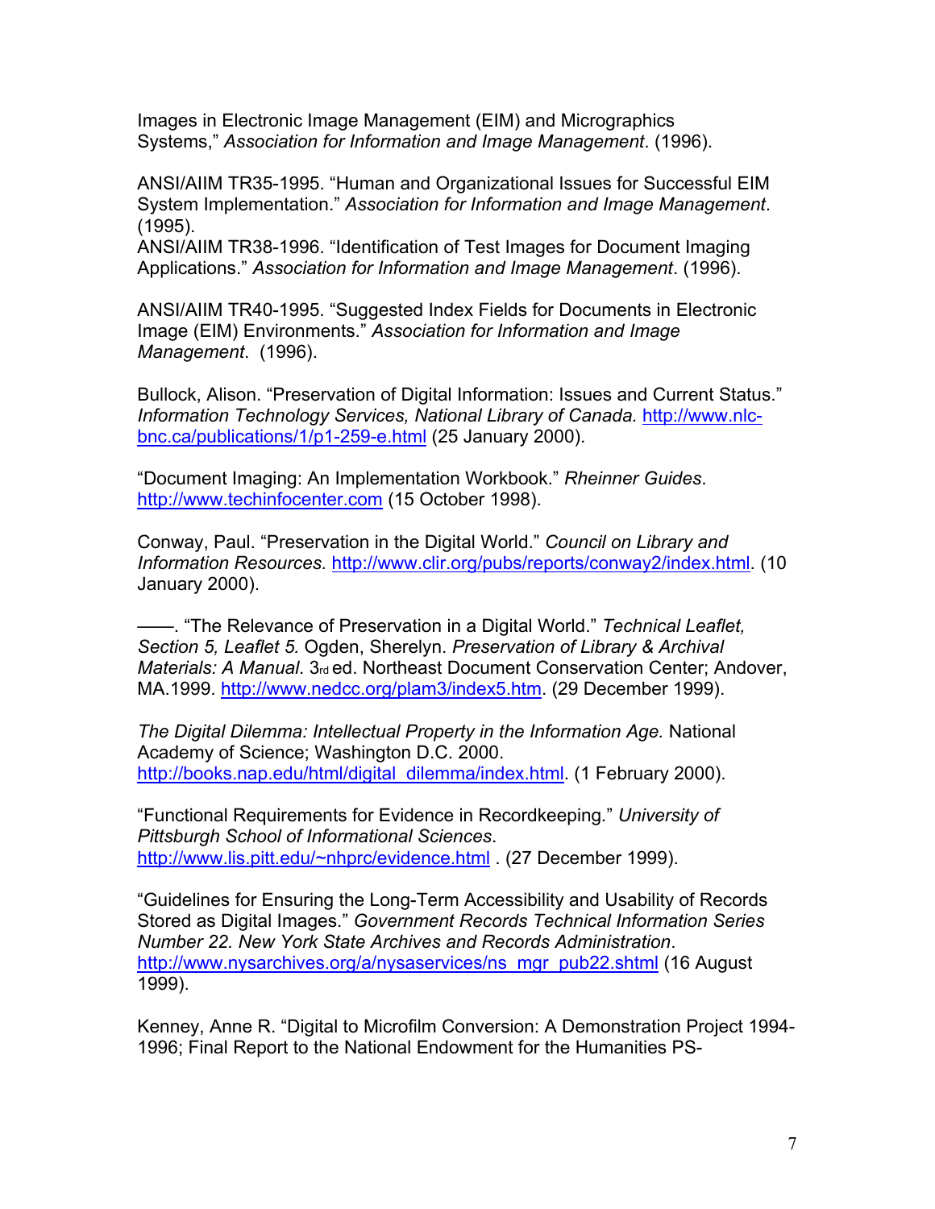Images in Electronic Image Management (EIM) and Micrographics Systems," *Association for Information and Image Management*. (1996).

ANSI/AIIM TR35-1995. "Human and Organizational Issues for Successful EIM System Implementation." *Association for Information and Image Management*. (1995).

ANSI/AIIM TR38-1996. "Identification of Test Images for Document Imaging Applications." *Association for Information and Image Management*. (1996).

ANSI/AIIM TR40-1995. "Suggested Index Fields for Documents in Electronic Image (EIM) Environments." *Association for Information and Image Management*. (1996).

Bullock, Alison. "Preservation of Digital Information: Issues and Current Status." *Information Technology Services, National Library of Canada.* http://www.nlc-bnc.ca/publications/1/p1-259-e.html (25 January 2000).

"Document Imaging: An Implementation Workbook." *Rheinner Guides*. http://www.techinfocenter.com (15 October 1998).

Conway, Paul. "Preservation in the Digital World." *Council on Library and Information Resources.* http://www.clir.org/pubs/reports/conway2/index.html. (10 January 2000).

——. "The Relevance of Preservation in a Digital World." *Technical Leaflet, Section 5, Leaflet 5.* Ogden, Sherelyn. *Preservation of Library & Archival Materials: A Manual*. 3rd ed. Northeast Document Conservation Center; Andover, MA.1999. http://www.nedcc.org/plam3/index5.htm. (29 December 1999).

*The Digital Dilemma: Intellectual Property in the Information Age.* National Academy of Science; Washington D.C. 2000. http://books.nap.edu/html/digital_dilemma/index.html. (1 February 2000).

"Functional Requirements for Evidence in Recordkeeping." *University of Pittsburgh School of Informational Sciences*. http://www.lis.pitt.edu/~nhprc/evidence.html . (27 December 1999).

"Guidelines for Ensuring the Long-Term Accessibility and Usability of Records Stored as Digital Images." *Government Records Technical Information Series Number 22. New York State Archives and Records Administration*. http://www.nysarchives.org/a/nysaservices/ns_mgr_pub22.shtml (16 August 1999).

Kenney, Anne R. "Digital to Microfilm Conversion: A Demonstration Project 1994-1996; Final Report to the National Endowment for the Humanities PS-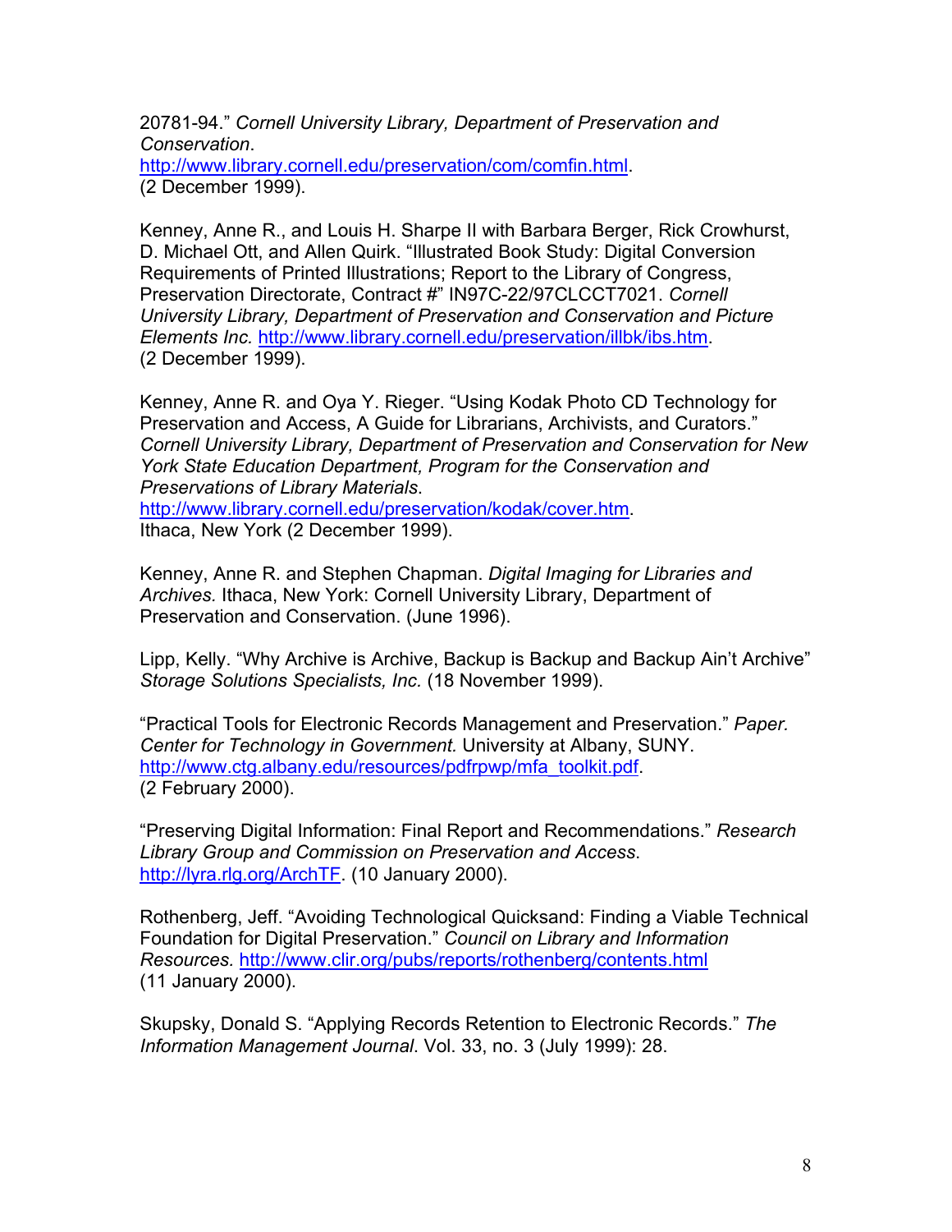20781-94." *Cornell University Library, Department of Preservation and Conservation*. http://www.library.cornell.edu/preservation/com/comfin.html. (2 December 1999).

Kenney, Anne R., and Louis H. Sharpe II with Barbara Berger, Rick Crowhurst, D. Michael Ott, and Allen Quirk. "Illustrated Book Study: Digital Conversion Requirements of Printed Illustrations; Report to the Library of Congress, Preservation Directorate, Contract #" IN97C-22/97CLCCT7021. *Cornell University Library, Department of Preservation and Conservation and Picture Elements Inc.* http://www.library.cornell.edu/preservation/illbk/ibs.htm. (2 December 1999).

Kenney, Anne R. and Oya Y. Rieger. "Using Kodak Photo CD Technology for Preservation and Access, A Guide for Librarians, Archivists, and Curators." *Cornell University Library, Department of Preservation and Conservation for New York State Education Department, Program for the Conservation and Preservations of Library Materials*. http://www.library.cornell.edu/preservation/kodak/cover.htm. Ithaca, New York (2 December 1999).

Kenney, Anne R. and Stephen Chapman. *Digital Imaging for Libraries and Archives.* Ithaca, New York: Cornell University Library, Department of Preservation and Conservation. (June 1996).

Lipp, Kelly. "Why Archive is Archive, Backup is Backup and Backup Ain't Archive" *Storage Solutions Specialists, Inc.* (18 November 1999).

"Practical Tools for Electronic Records Management and Preservation." *Paper. Center for Technology in Government.* University at Albany, SUNY. http://www.ctg.albany.edu/resources/pdfrpwp/mfa_toolkit.pdf. (2 February 2000).

"Preserving Digital Information: Final Report and Recommendations." *Research Library Group and Commission on Preservation and Access*. http://lyra.rlg.org/ArchTF. (10 January 2000).

Rothenberg, Jeff. "Avoiding Technological Quicksand: Finding a Viable Technical Foundation for Digital Preservation." *Council on Library and Information Resources.* http://www.clir.org/pubs/reports/rothenberg/contents.html (11 January 2000).

Skupsky, Donald S. "Applying Records Retention to Electronic Records." *The Information Management Journal*. Vol. 33, no. 3 (July 1999): 28.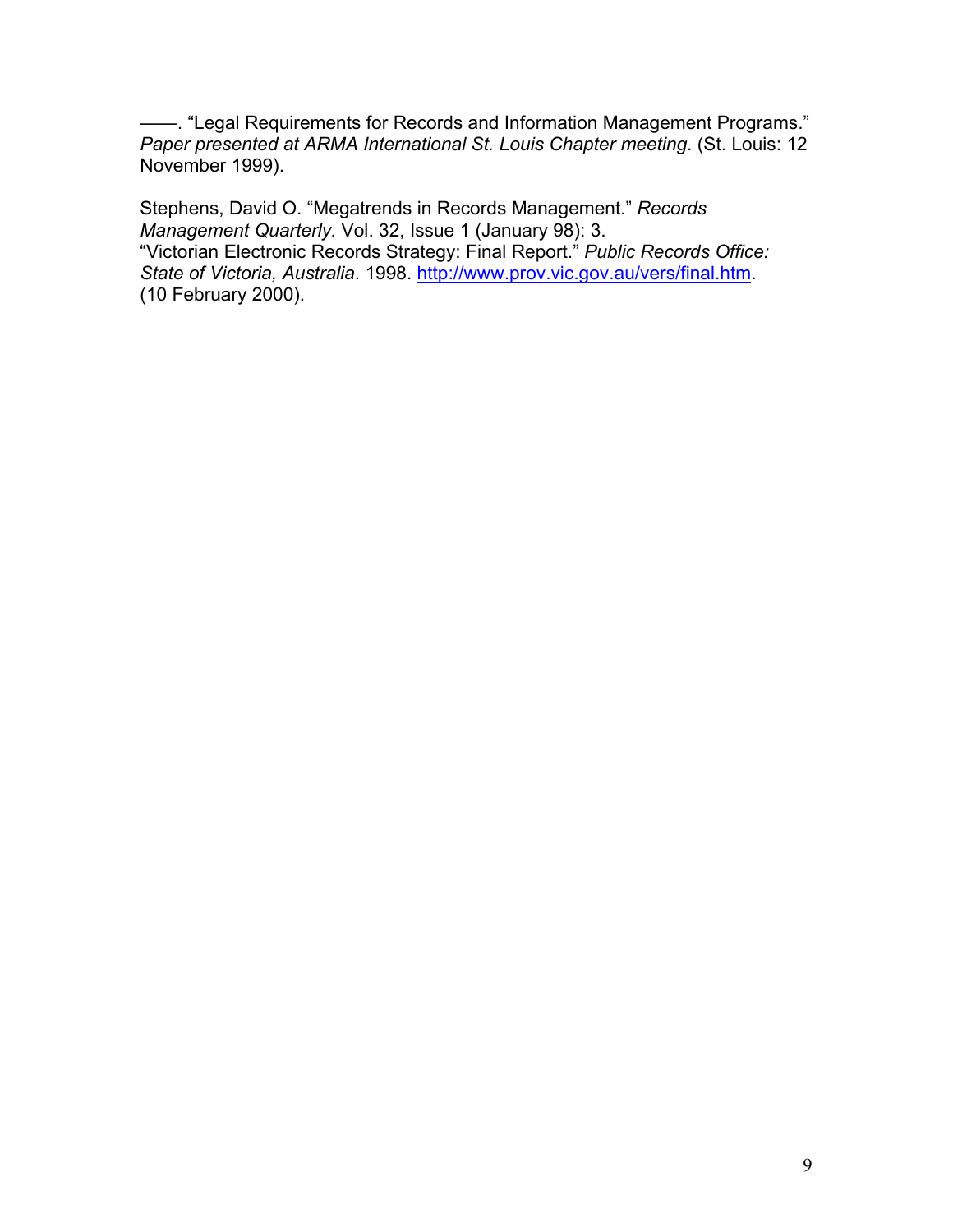——. "Legal Requirements for Records and Information Management Programs." *Paper presented at ARMA International St. Louis Chapter meeting*. (St. Louis: 12 November 1999).

Stephens, David O. "Megatrends in Records Management." *Records Management Quarterly*. Vol. 32, Issue 1 (January 98): 3.
"Victorian Electronic Records Strategy: Final Report." *Public Records Office: State of Victoria, Australia*. 1998. http://www.prov.vic.gov.au/vers/final.htm. (10 February 2000).